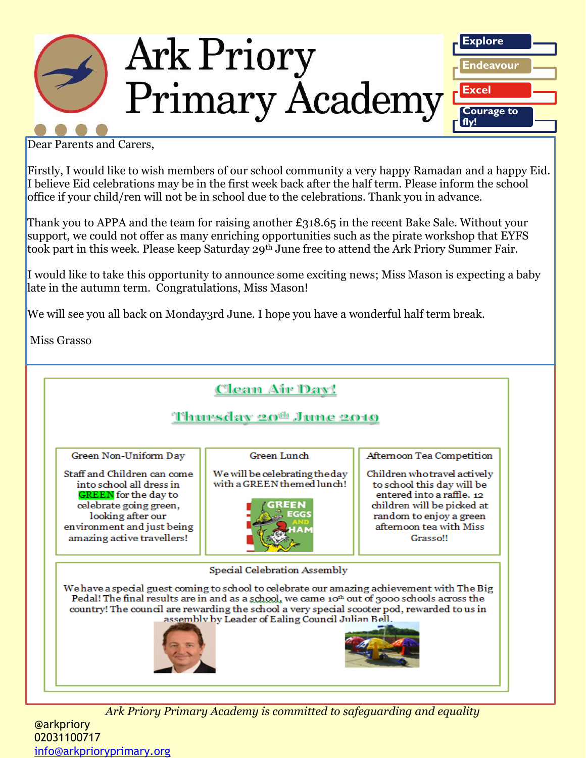# Ark Priory Primary Academy

- Explore
- Endeavour
- Excel
- Courage to fly!

Dear Parents and Carers,

Firstly, I would like to wish members of our school community a very happy Ramadan and a happy Eid. I believe Eid celebrations may be in the first week back after the half term. Please inform the school office if your child/ren will not be in school due to the celebrations. Thank you in advance.

Thank you to APPA and the team for raising another £318.65 in the recent Bake Sale. Without your support, we could not offer as many enriching opportunities such as the pirate workshop that EYFS took part in this week. Please keep Saturday 29th June free to attend the Ark Priory Summer Fair.

I would like to take this opportunity to announce some exciting news; Miss Mason is expecting a baby late in the autumn term. Congratulations, Miss Mason!

We will see you all back on Monday3rd June. I hope you have a wonderful half term break.

Miss Grasso

## Clean Air Day!

## Thursday 20th June 2019

### Green Non-Uniform Day

Staff and Children can come into school all dress in **GREEN** for the day to celebrate going green, looking after our environment and just being amazing active travellers!

### Green Lunch

We will be celebrating the day with a GREEN themed lunch!

### Afternoon Tea Competition

Children who travel actively to school this day will be entered into a raffle. 12 children will be picked at random to enjoy a green afternoon tea with Miss Grasso!!

### Special Celebration Assembly

We have a special guest coming to school to celebrate our amazing achievement with The Big Pedal! The final results are in and as a school, we came 10th out of 3000 schools across the country! The council are rewarding the school a very special scooter pod, rewarded to us in assembly by Leader of Ealing Council Julian Bell.

*Ark Priory Primary Academy is committed to safeguarding and equality*

@arkpriory
02031100717
info@arkprioryprimary.org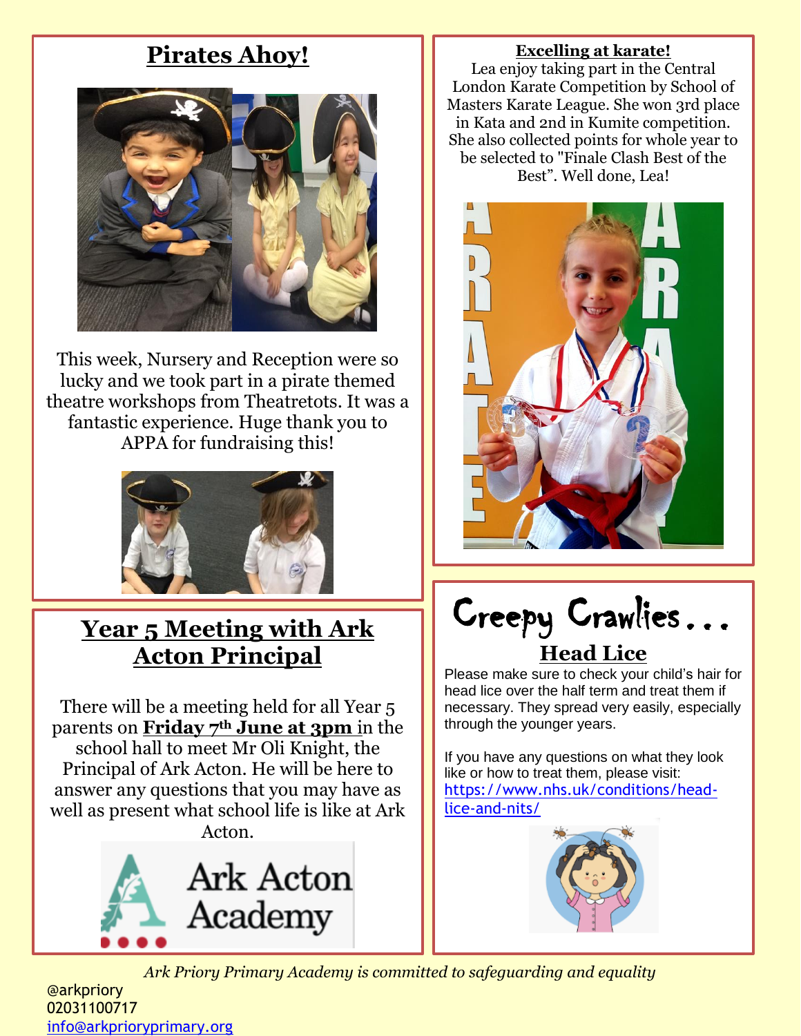## Pirates Ahoy!

This week, Nursery and Reception were so lucky and we took part in a pirate themed theatre workshops from Theatretots. It was a fantastic experience. Huge thank you to APPA for fundraising this!

## Excelling at karate!

Lea enjoy taking part in the Central London Karate Competition by School of Masters Karate League. She won 3rd place in Kata and 2nd in Kumite competition. She also collected points for whole year to be selected to "Finale Clash Best of the Best". Well done, Lea!

## Year 5 Meeting with Ark Acton Principal

There will be a meeting held for all Year 5 parents on **Friday 7th June at 3pm** in the school hall to meet Mr Oli Knight, the Principal of Ark Acton. He will be here to answer any questions that you may have as well as present what school life is like at Ark Acton.

Ark Acton Academy

## Creepy Crawlies...

### Head Lice

Please make sure to check your child's hair for head lice over the half term and treat them if necessary. They spread very easily, especially through the younger years.

If you have any questions on what they look like or how to treat them, please visit: https://www.nhs.uk/conditions/head-lice-and-nits/

*Ark Priory Primary Academy is committed to safeguarding and equality*

@arkpriory
02031100717
info@arkprioryprimary.org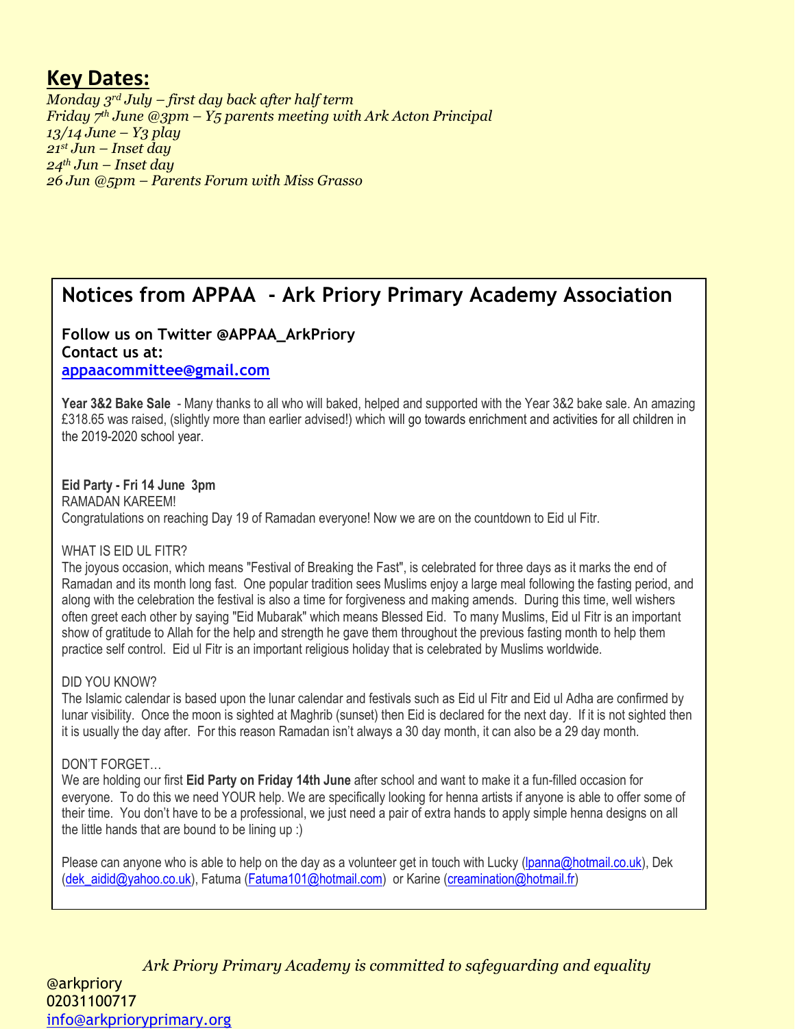## Key Dates:

*Monday 3rd July – first day back after half term*
*Friday 7th June @3pm – Y5 parents meeting with Ark Acton Principal*
*13/14 June – Y3 play*
*21st Jun – Inset day*
*24th Jun – Inset day*
*26 Jun @5pm – Parents Forum with Miss Grasso*

## Notices from APPAA - Ark Priory Primary Academy Association

**Follow us on Twitter @APPAA_ArkPriory**
**Contact us at:**
**appaacommittee@gmail.com**

**Year 3&2 Bake Sale** - Many thanks to all who will baked, helped and supported with the Year 3&2 bake sale. An amazing £318.65 was raised, (slightly more than earlier advised!) which will go towards enrichment and activities for all children in the 2019-2020 school year.

**Eid Party - Fri 14 June 3pm**
RAMADAN KAREEM!
Congratulations on reaching Day 19 of Ramadan everyone! Now we are on the countdown to Eid ul Fitr.

WHAT IS EID UL FITR?
The joyous occasion, which means "Festival of Breaking the Fast", is celebrated for three days as it marks the end of Ramadan and its month long fast. One popular tradition sees Muslims enjoy a large meal following the fasting period, and along with the celebration the festival is also a time for forgiveness and making amends. During this time, well wishers often greet each other by saying "Eid Mubarak" which means Blessed Eid. To many Muslims, Eid ul Fitr is an important show of gratitude to Allah for the help and strength he gave them throughout the previous fasting month to help them practice self control. Eid ul Fitr is an important religious holiday that is celebrated by Muslims worldwide.

DID YOU KNOW?
The Islamic calendar is based upon the lunar calendar and festivals such as Eid ul Fitr and Eid ul Adha are confirmed by lunar visibility. Once the moon is sighted at Maghrib (sunset) then Eid is declared for the next day. If it is not sighted then it is usually the day after. For this reason Ramadan isn't always a 30 day month, it can also be a 29 day month.

DON'T FORGET…
We are holding our first **Eid Party on Friday 14th June** after school and want to make it a fun-filled occasion for everyone. To do this we need YOUR help. We are specifically looking for henna artists if anyone is able to offer some of their time. You don't have to be a professional, we just need a pair of extra hands to apply simple henna designs on all the little hands that are bound to be lining up :)

Please can anyone who is able to help on the day as a volunteer get in touch with Lucky (lpanna@hotmail.co.uk), Dek (dek_aidid@yahoo.co.uk), Fatuma (Fatuma101@hotmail.com) or Karine (creamination@hotmail.fr)

*Ark Priory Primary Academy is committed to safeguarding and equality*

@arkpriory
02031100717
info@arkprioryprimary.org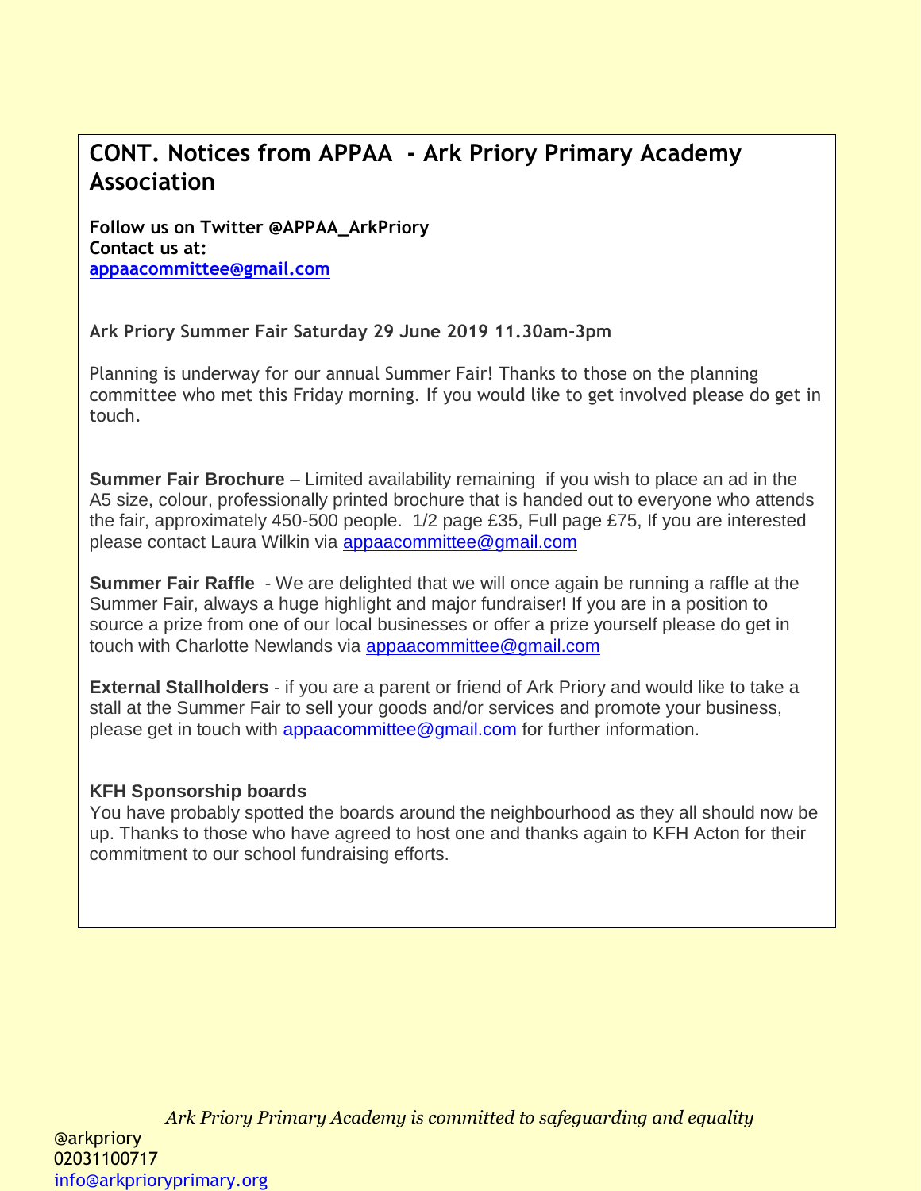## CONT. Notices from APPAA - Ark Priory Primary Academy Association

**Follow us on Twitter @APPAA_ArkPriory**
**Contact us at:**
**appaacommittee@gmail.com**

**Ark Priory Summer Fair Saturday 29 June 2019 11.30am-3pm**

Planning is underway for our annual Summer Fair! Thanks to those on the planning committee who met this Friday morning. If you would like to get involved please do get in touch.

**Summer Fair Brochure** – Limited availability remaining if you wish to place an ad in the A5 size, colour, professionally printed brochure that is handed out to everyone who attends the fair, approximately 450-500 people. 1/2 page £35, Full page £75, If you are interested please contact Laura Wilkin via appaacommittee@gmail.com

**Summer Fair Raffle** - We are delighted that we will once again be running a raffle at the Summer Fair, always a huge highlight and major fundraiser! If you are in a position to source a prize from one of our local businesses or offer a prize yourself please do get in touch with Charlotte Newlands via appaacommittee@gmail.com

**External Stallholders** - if you are a parent or friend of Ark Priory and would like to take a stall at the Summer Fair to sell your goods and/or services and promote your business, please get in touch with appaacommittee@gmail.com for further information.

**KFH Sponsorship boards**
You have probably spotted the boards around the neighbourhood as they all should now be up. Thanks to those who have agreed to host one and thanks again to KFH Acton for their commitment to our school fundraising efforts.